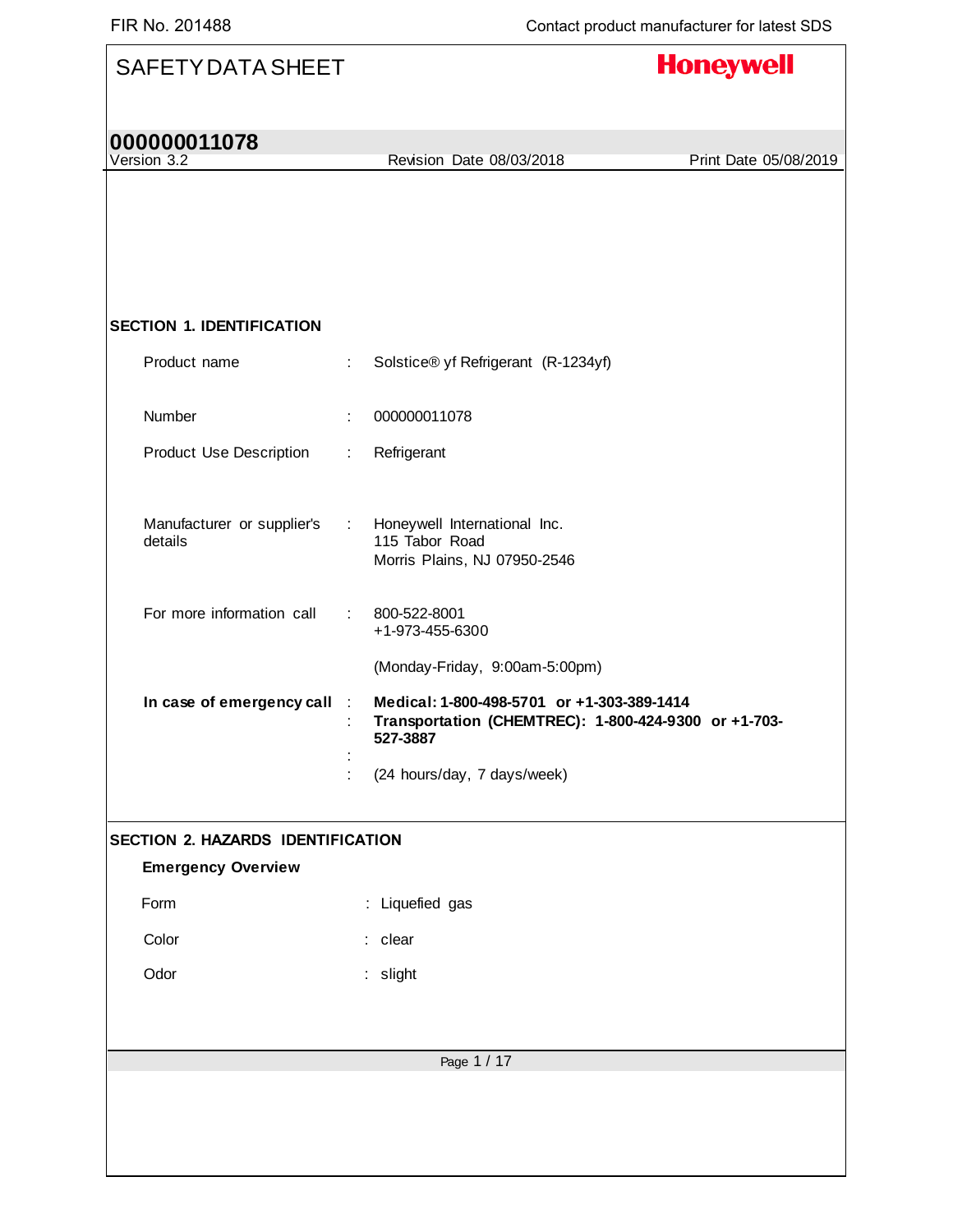# SAFETY DATA SHEET

**Honeywell**

## 000000011078

Version 3.2 &nbsp;&nbsp;&nbsp; Revision Date 08/03/2018 &nbsp;&nbsp;&nbsp; Print Date 05/08/2019

## SECTION 1. IDENTIFICATION

| | | |
|---|---|---|
| Product name | : | Solstice® yf Refrigerant (R-1234yf) |
| Number | : | 000000011078 |
| Product Use Description | : | Refrigerant |
| Manufacturer or supplier's details | : | Honeywell International Inc.<br>115 Tabor Road<br>Morris Plains, NJ 07950-2546 |
| For more information call | : | 800-522-8001<br>+1-973-455-6300<br><br>(Monday-Friday, 9:00am-5:00pm) |
| **In case of emergency call** | : | **Medical: 1-800-498-5701 or +1-303-389-1414** |
| | : | **Transportation (CHEMTREC): 1-800-424-9300 or +1-703-527-3887** |
| | : | |
| | : | (24 hours/day, 7 days/week) |

## SECTION 2. HAZARDS IDENTIFICATION

### Emergency Overview

| | | |
|---|---|---|
| Form | : | Liquefied gas |
| Color | : | clear |
| Odor | : | slight |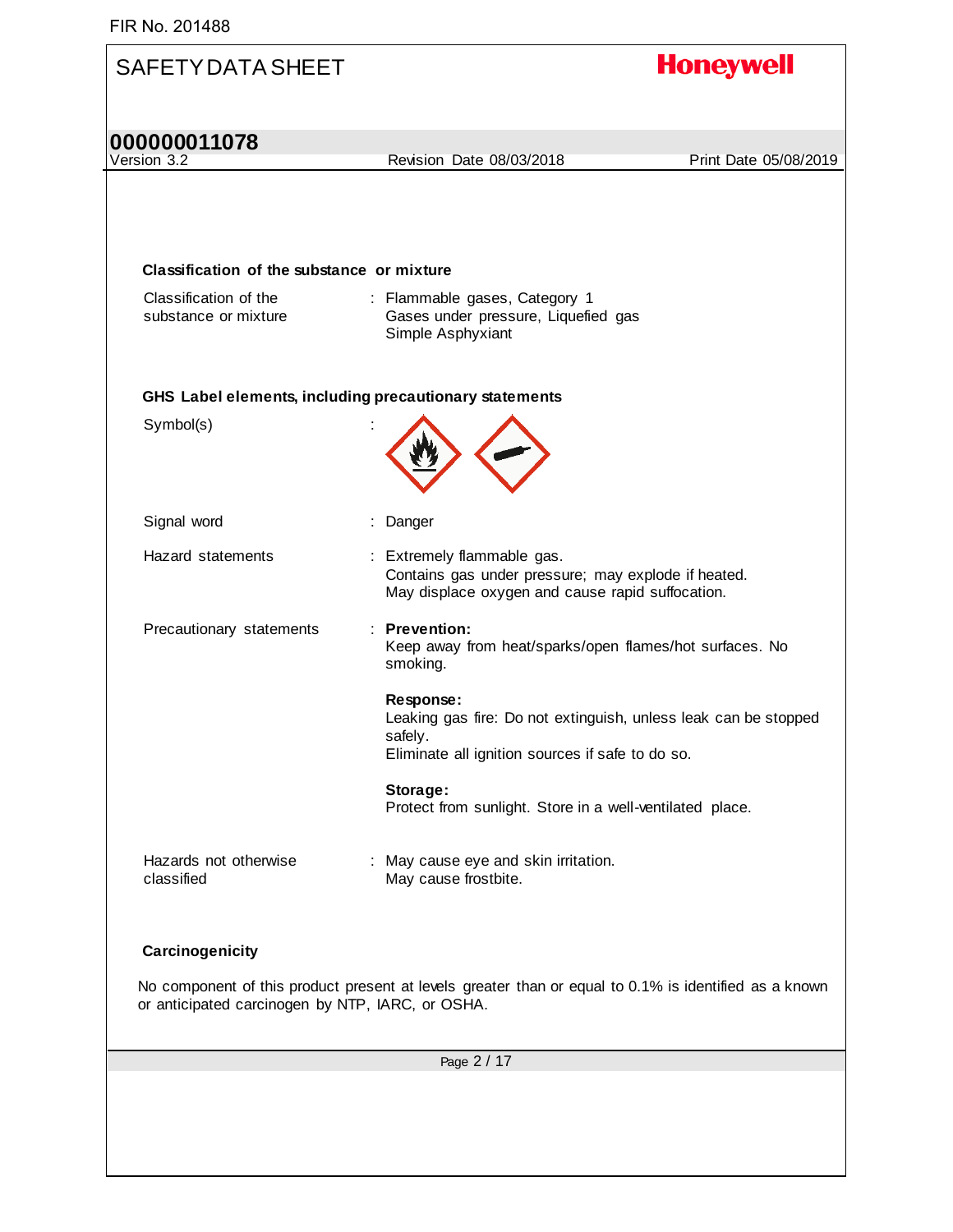### Classification of the substance or mixture

| | |
|---|---|
| Classification of the substance or mixture | : Flammable gases, Category 1<br>Gases under pressure, Liquefied gas<br>Simple Asphyxiant |

### GHS Label elements, including precautionary statements

Symbol(s) :

Signal word : Danger

Hazard statements : Extremely flammable gas.
Contains gas under pressure; may explode if heated.
May displace oxygen and cause rapid suffocation.

Precautionary statements : **Prevention:**
Keep away from heat/sparks/open flames/hot surfaces. No smoking.

**Response:**
Leaking gas fire: Do not extinguish, unless leak can be stopped safely.
Eliminate all ignition sources if safe to do so.

**Storage:**
Protect from sunlight. Store in a well-ventilated place.

Hazards not otherwise classified : May cause eye and skin irritation.
May cause frostbite.

### Carcinogenicity

No component of this product present at levels greater than or equal to 0.1% is identified as a known or anticipated carcinogen by NTP, IARC, or OSHA.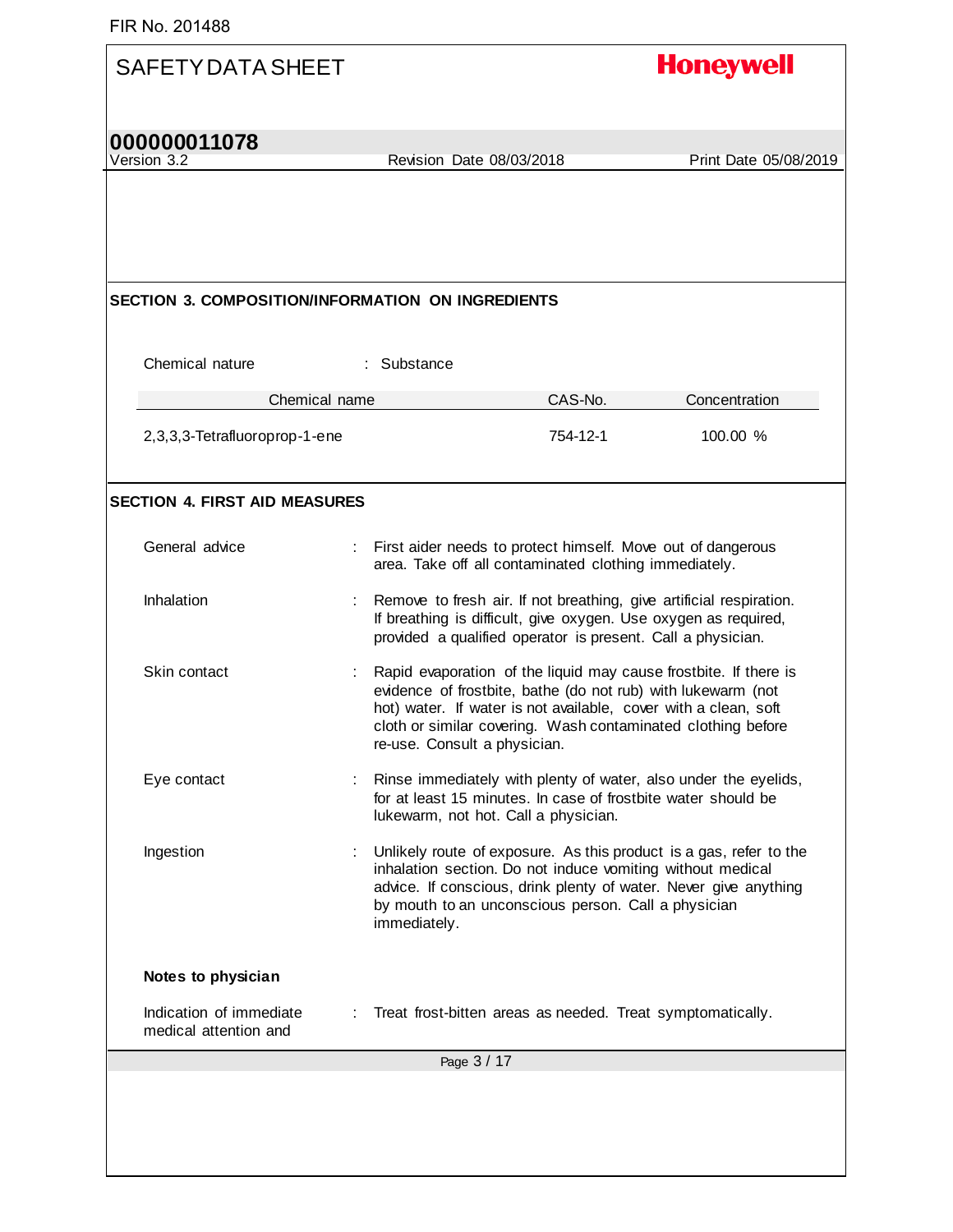## SECTION 3. COMPOSITION/INFORMATION ON INGREDIENTS

Chemical nature : Substance

| Chemical name | CAS-No. | Concentration |
|---|---|---|
| 2,3,3,3-Tetrafluoroprop-1-ene | 754-12-1 | 100.00 % |

## SECTION 4. FIRST AID MEASURES

General advice : First aider needs to protect himself. Move out of dangerous area. Take off all contaminated clothing immediately.

Inhalation : Remove to fresh air. If not breathing, give artificial respiration. If breathing is difficult, give oxygen. Use oxygen as required, provided a qualified operator is present. Call a physician.

Skin contact : Rapid evaporation of the liquid may cause frostbite. If there is evidence of frostbite, bathe (do not rub) with lukewarm (not hot) water. If water is not available, cover with a clean, soft cloth or similar covering. Wash contaminated clothing before re-use. Consult a physician.

Eye contact : Rinse immediately with plenty of water, also under the eyelids, for at least 15 minutes. In case of frostbite water should be lukewarm, not hot. Call a physician.

Ingestion : Unlikely route of exposure. As this product is a gas, refer to the inhalation section. Do not induce vomiting without medical advice. If conscious, drink plenty of water. Never give anything by mouth to an unconscious person. Call a physician immediately.

**Notes to physician**

Indication of immediate medical attention and : Treat frost-bitten areas as needed. Treat symptomatically.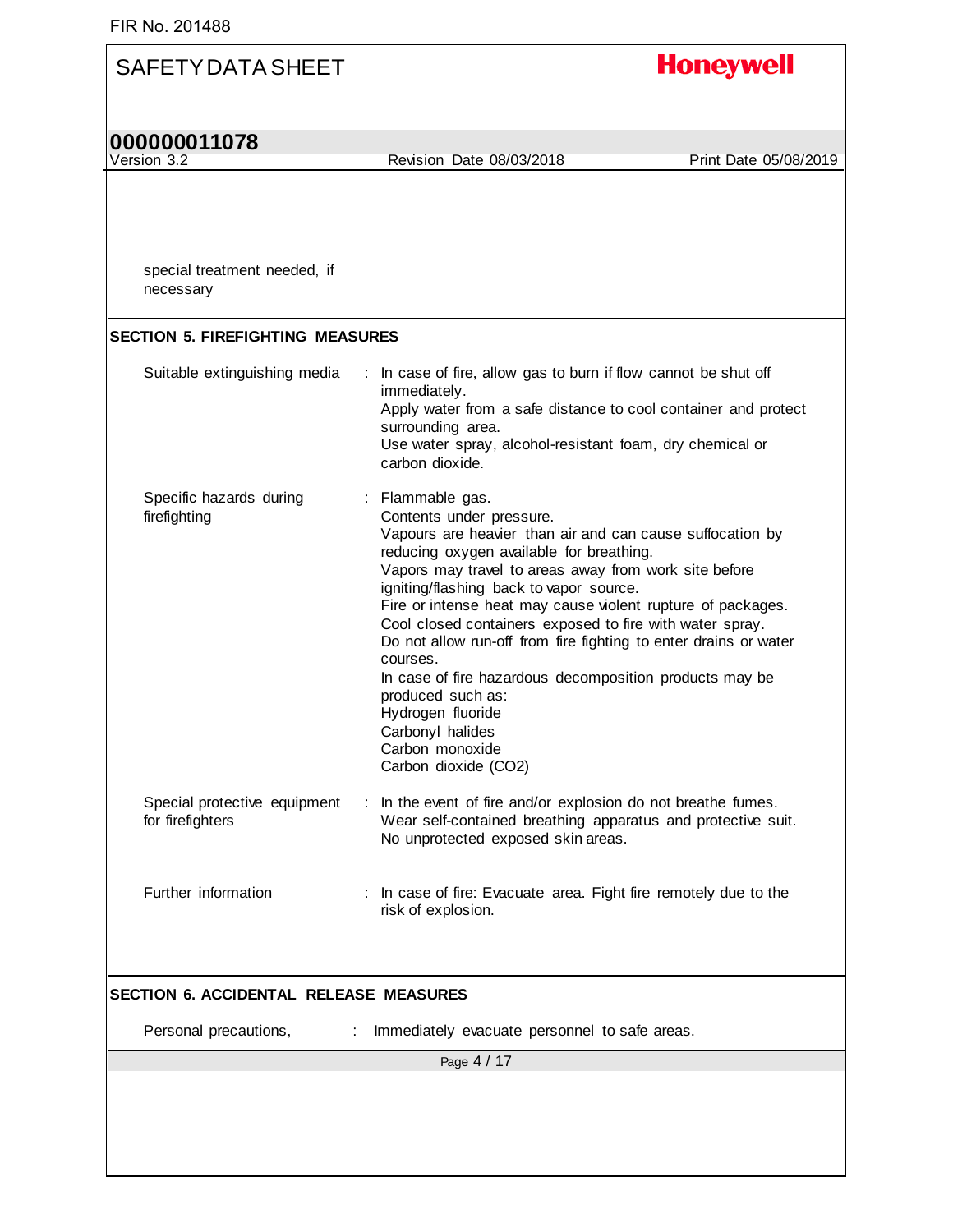special treatment needed, if necessary

## SECTION 5. FIREFIGHTING MEASURES

| | |
|---|---|
| Suitable extinguishing media | : In case of fire, allow gas to burn if flow cannot be shut off immediately.<br>Apply water from a safe distance to cool container and protect surrounding area.<br>Use water spray, alcohol-resistant foam, dry chemical or carbon dioxide. |
| Specific hazards during firefighting | : Flammable gas.<br>Contents under pressure.<br>Vapours are heavier than air and can cause suffocation by reducing oxygen available for breathing.<br>Vapors may travel to areas away from work site before igniting/flashing back to vapor source.<br>Fire or intense heat may cause violent rupture of packages.<br>Cool closed containers exposed to fire with water spray.<br>Do not allow run-off from fire fighting to enter drains or water courses.<br>In case of fire hazardous decomposition products may be produced such as:<br>Hydrogen fluoride<br>Carbonyl halides<br>Carbon monoxide<br>Carbon dioxide ($CO_2$) |
| Special protective equipment for firefighters | : In the event of fire and/or explosion do not breathe fumes.<br>Wear self-contained breathing apparatus and protective suit.<br>No unprotected exposed skin areas. |
| Further information | : In case of fire: Evacuate area. Fight fire remotely due to the risk of explosion. |

## SECTION 6. ACCIDENTAL RELEASE MEASURES

| | |
|---|---|
| Personal precautions, | : Immediately evacuate personnel to safe areas. |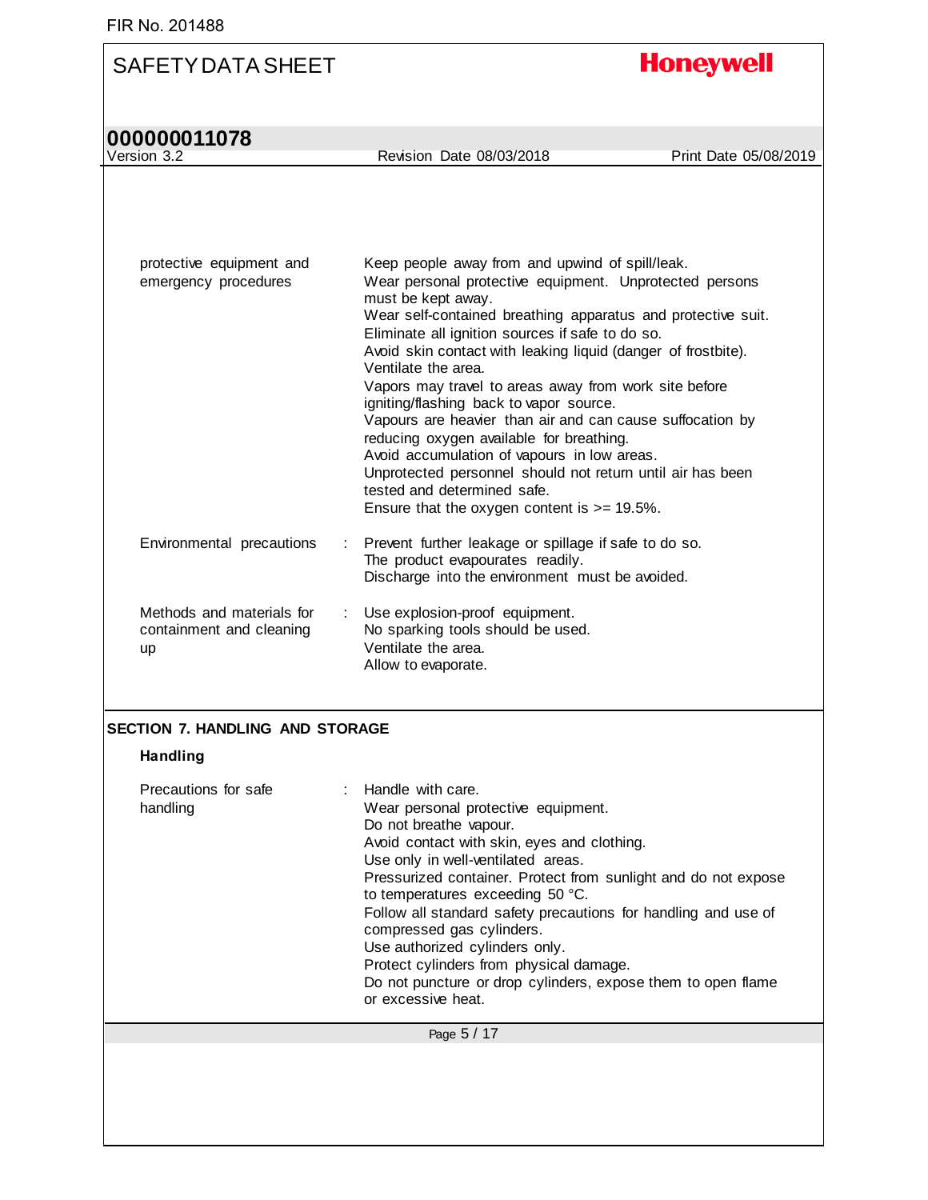| | | |
|---|---|---|
| protective equipment and emergency procedures | | Keep people away from and upwind of spill/leak.<br>Wear personal protective equipment. Unprotected persons must be kept away.<br>Wear self-contained breathing apparatus and protective suit.<br>Eliminate all ignition sources if safe to do so.<br>Avoid skin contact with leaking liquid (danger of frostbite).<br>Ventilate the area.<br>Vapors may travel to areas away from work site before igniting/flashing back to vapor source.<br>Vapours are heavier than air and can cause suffocation by reducing oxygen available for breathing.<br>Avoid accumulation of vapours in low areas.<br>Unprotected personnel should not return until air has been tested and determined safe.<br>Ensure that the oxygen content is >= 19.5%. |
| Environmental precautions | : | Prevent further leakage or spillage if safe to do so.<br>The product evapourates readily.<br>Discharge into the environment must be avoided. |
| Methods and materials for containment and cleaning up | : | Use explosion-proof equipment.<br>No sparking tools should be used.<br>Ventilate the area.<br>Allow to evaporate. |

## SECTION 7. HANDLING AND STORAGE

### Handling

| | | |
|---|---|---|
| Precautions for safe handling | : | Handle with care.<br>Wear personal protective equipment.<br>Do not breathe vapour.<br>Avoid contact with skin, eyes and clothing.<br>Use only in well-ventilated areas.<br>Pressurized container. Protect from sunlight and do not expose to temperatures exceeding 50 °C.<br>Follow all standard safety precautions for handling and use of compressed gas cylinders.<br>Use authorized cylinders only.<br>Protect cylinders from physical damage.<br>Do not puncture or drop cylinders, expose them to open flame or excessive heat. |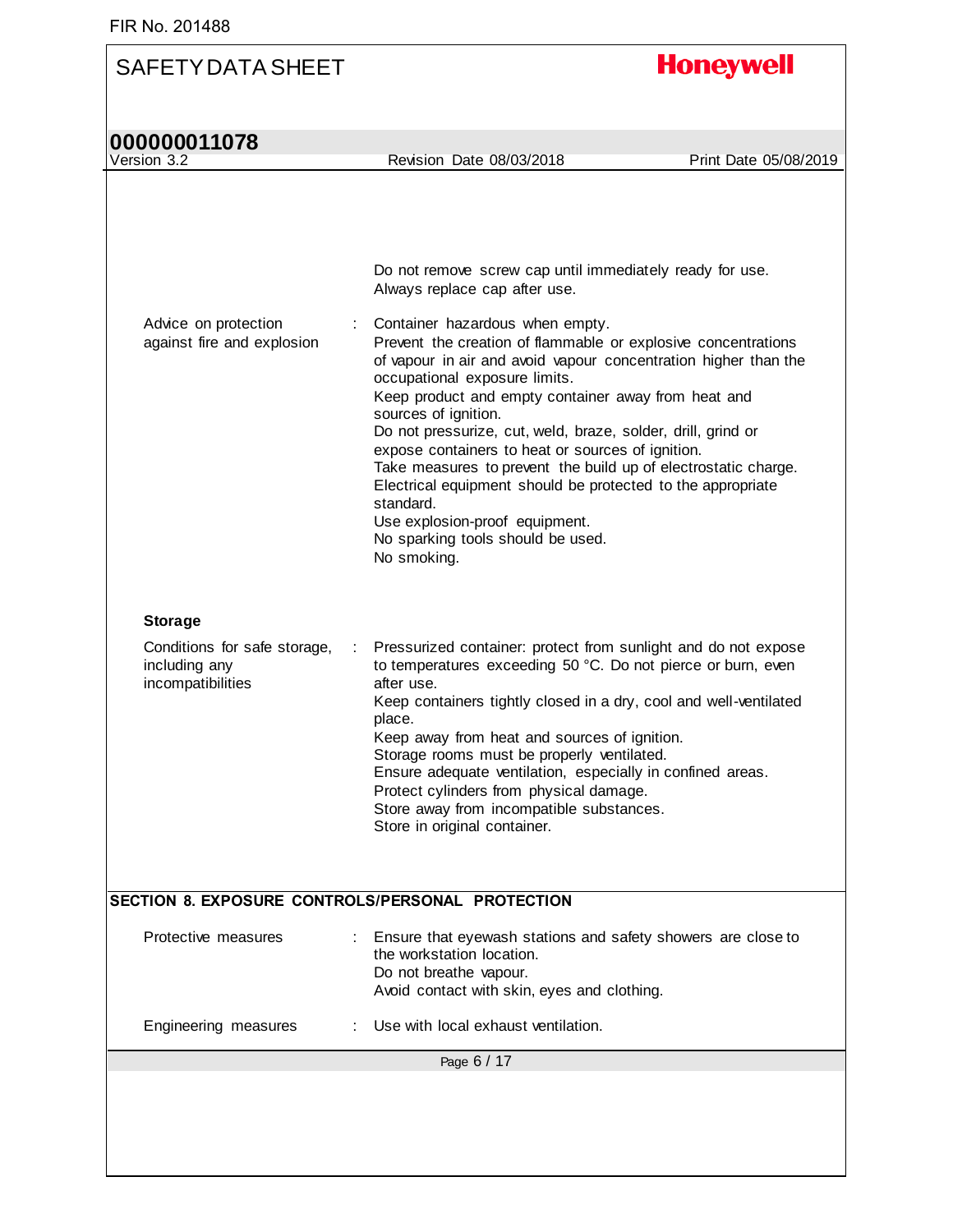Do not remove screw cap until immediately ready for use.
Always replace cap after use.

| | |
|---|---|
| Advice on protection against fire and explosion | Container hazardous when empty.<br>Prevent the creation of flammable or explosive concentrations of vapour in air and avoid vapour concentration higher than the occupational exposure limits.<br>Keep product and empty container away from heat and sources of ignition.<br>Do not pressurize, cut, weld, braze, solder, drill, grind or expose containers to heat or sources of ignition.<br>Take measures to prevent the build up of electrostatic charge.<br>Electrical equipment should be protected to the appropriate standard.<br>Use explosion-proof equipment.<br>No sparking tools should be used.<br>No smoking. |

**Storage**

| | |
|---|---|
| Conditions for safe storage, including any incompatibilities | Pressurized container: protect from sunlight and do not expose to temperatures exceeding 50 °C. Do not pierce or burn, even after use.<br>Keep containers tightly closed in a dry, cool and well-ventilated place.<br>Keep away from heat and sources of ignition.<br>Storage rooms must be properly ventilated.<br>Ensure adequate ventilation, especially in confined areas.<br>Protect cylinders from physical damage.<br>Store away from incompatible substances.<br>Store in original container. |

## SECTION 8. EXPOSURE CONTROLS/PERSONAL PROTECTION

| | |
|---|---|
| Protective measures | Ensure that eyewash stations and safety showers are close to the workstation location.<br>Do not breathe vapour.<br>Avoid contact with skin, eyes and clothing. |
| Engineering measures | Use with local exhaust ventilation. |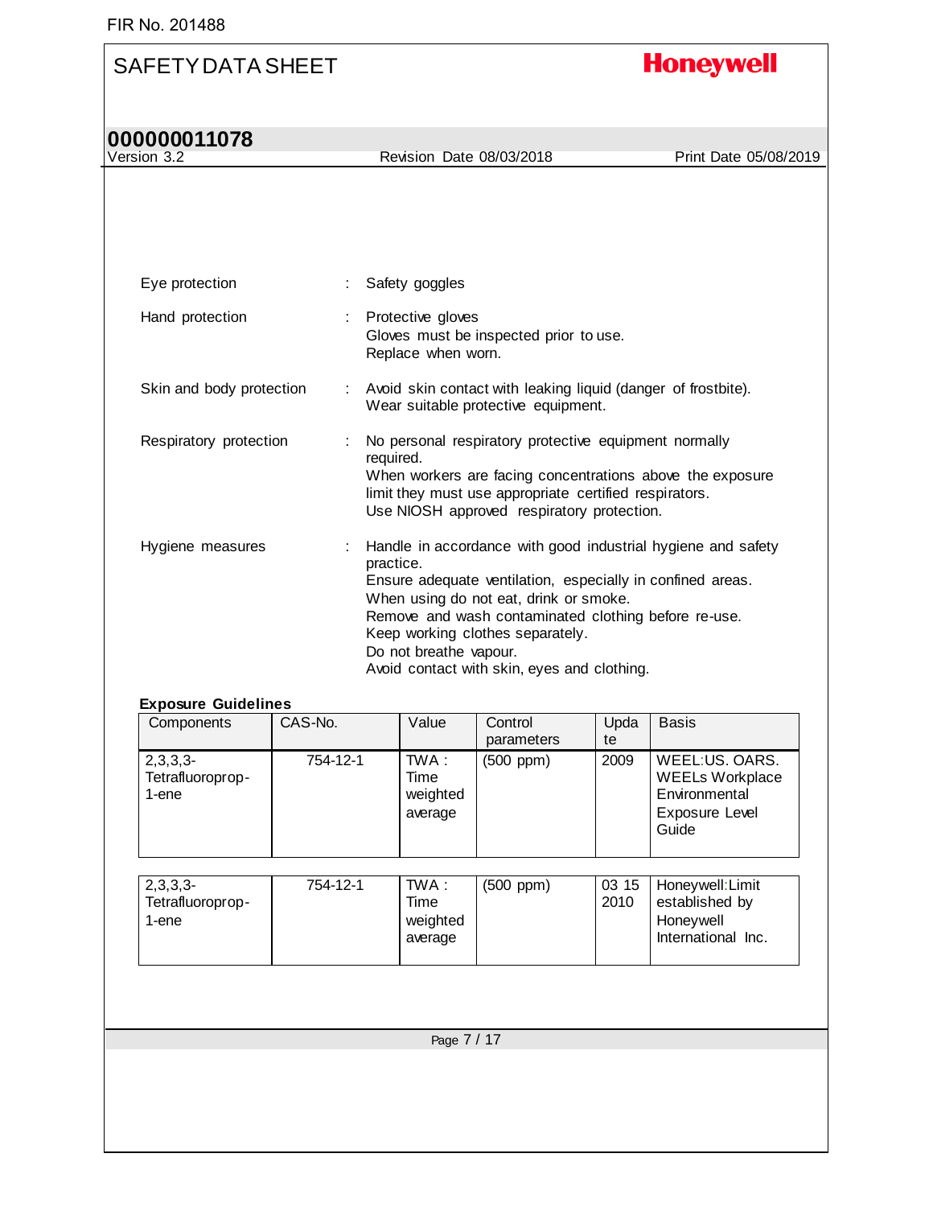| | | |
|---|---|---|
| Eye protection | : | Safety goggles |
| Hand protection | : | Protective gloves<br>Gloves must be inspected prior to use.<br>Replace when worn. |
| Skin and body protection | : | Avoid skin contact with leaking liquid (danger of frostbite).<br>Wear suitable protective equipment. |
| Respiratory protection | : | No personal respiratory protective equipment normally required.<br>When workers are facing concentrations above the exposure limit they must use appropriate certified respirators.<br>Use NIOSH approved respiratory protection. |
| Hygiene measures | : | Handle in accordance with good industrial hygiene and safety practice.<br>Ensure adequate ventilation, especially in confined areas.<br>When using do not eat, drink or smoke.<br>Remove and wash contaminated clothing before re-use.<br>Keep working clothes separately.<br>Do not breathe vapour.<br>Avoid contact with skin, eyes and clothing. |

**Exposure Guidelines**

| Components | CAS-No. | Value | Control parameters | Update | Basis |
|---|---|---|---|---|---|
| 2,3,3,3-Tetrafluoroprop-1-ene | 754-12-1 | TWA : Time weighted average | (500 ppm) | 2009 | WEEL:US. OARS. WEELs Workplace Environmental Exposure Level Guide |
| 2,3,3,3-Tetrafluoroprop-1-ene | 754-12-1 | TWA : Time weighted average | (500 ppm) | 03 15 2010 | Honeywell:Limit established by Honeywell International Inc. |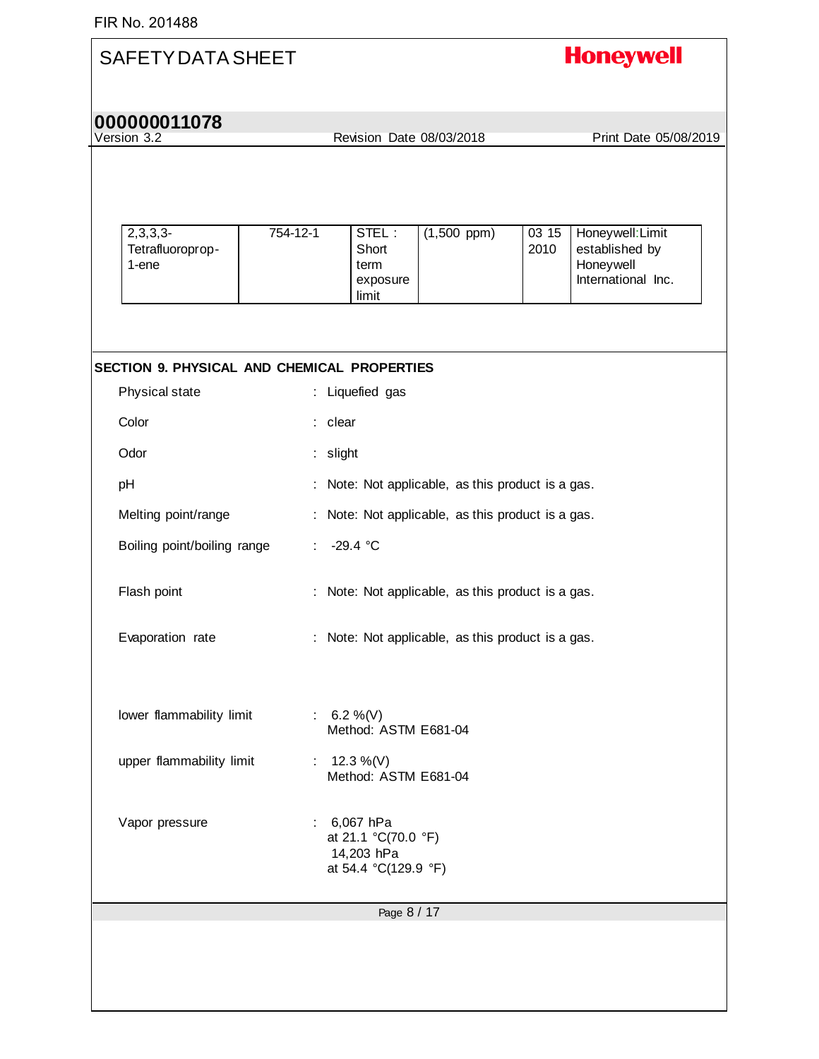| 2,3,3,3-Tetrafluoroprop-1-ene | 754-12-1 | STEL : Short term exposure limit | (1,500 ppm) | 03 15 2010 | Honeywell:Limit established by Honeywell International Inc. |
|---|---|---|---|---|---|

## SECTION 9. PHYSICAL AND CHEMICAL PROPERTIES

Physical state : Liquefied gas

Color : clear

Odor : slight

pH : Note: Not applicable, as this product is a gas.

Melting point/range : Note: Not applicable, as this product is a gas.

Boiling point/boiling range : -29.4 °C

Flash point : Note: Not applicable, as this product is a gas.

Evaporation rate : Note: Not applicable, as this product is a gas.

lower flammability limit : 6.2 %(V)
Method: ASTM E681-04

upper flammability limit : 12.3 %(V)
Method: ASTM E681-04

Vapor pressure : 6,067 hPa
at 21.1 °C(70.0 °F)
14,203 hPa
at 54.4 °C(129.9 °F)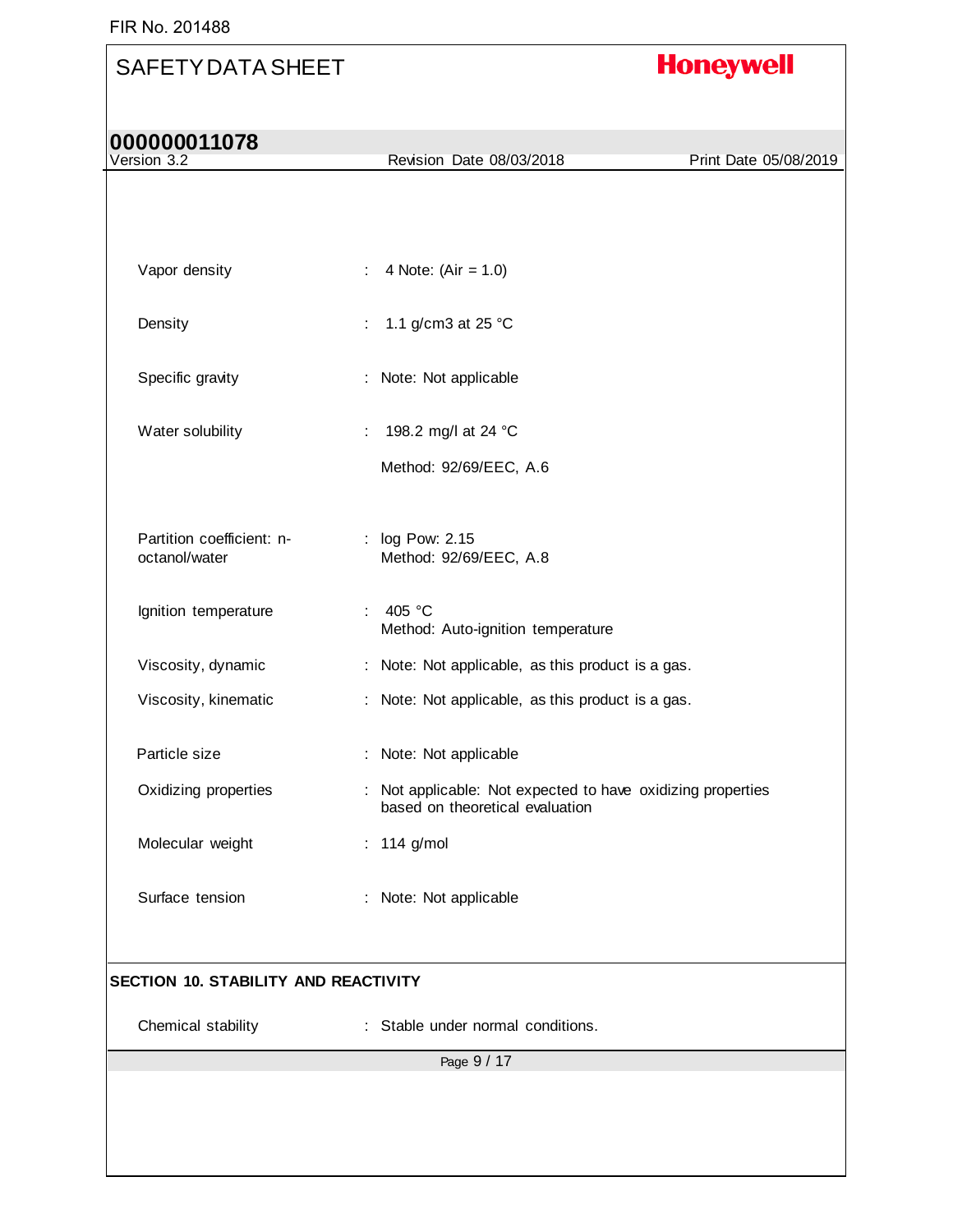| | | |
|---|---|---|
| Vapor density | : | 4 Note: (Air = 1.0) |
| Density | : | 1.1 g/cm3 at 25 °C |
| Specific gravity | : | Note: Not applicable |
| Water solubility | : | 198.2 mg/l at 24 °C<br><br>Method: 92/69/EEC, A.6 |
| Partition coefficient: n-octanol/water | : | log Pow: 2.15<br>Method: 92/69/EEC, A.8 |
| Ignition temperature | : | 405 °C<br>Method: Auto-ignition temperature |
| Viscosity, dynamic | : | Note: Not applicable, as this product is a gas. |
| Viscosity, kinematic | : | Note: Not applicable, as this product is a gas. |
| Particle size | : | Note: Not applicable |
| Oxidizing properties | : | Not applicable: Not expected to have oxidizing properties based on theoretical evaluation |
| Molecular weight | : | 114 g/mol |
| Surface tension | : | Note: Not applicable |

## SECTION 10. STABILITY AND REACTIVITY

| | | |
|---|---|---|
| Chemical stability | : | Stable under normal conditions. |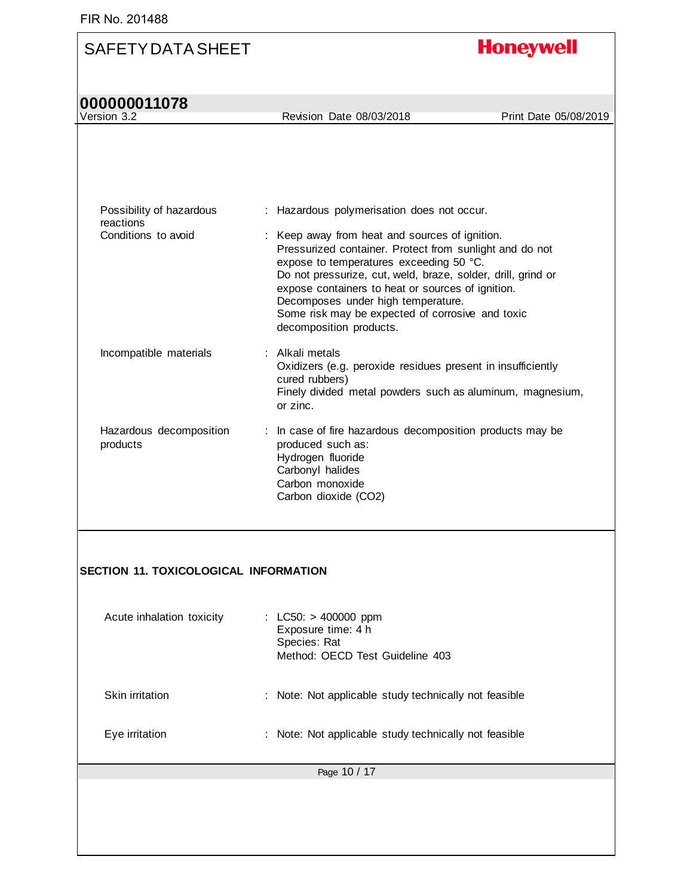| | | |
|---|---|---|
| Possibility of hazardous reactions | : | Hazardous polymerisation does not occur. |
| Conditions to avoid | : | Keep away from heat and sources of ignition.<br>Pressurized container. Protect from sunlight and do not expose to temperatures exceeding 50 °C.<br>Do not pressurize, cut, weld, braze, solder, drill, grind or expose containers to heat or sources of ignition.<br>Decomposes under high temperature.<br>Some risk may be expected of corrosive and toxic decomposition products. |
| Incompatible materials | : | Alkali metals<br>Oxidizers (e.g. peroxide residues present in insufficiently cured rubbers)<br>Finely divided metal powders such as aluminum, magnesium, or zinc. |
| Hazardous decomposition products | : | In case of fire hazardous decomposition products may be produced such as:<br>Hydrogen fluoride<br>Carbonyl halides<br>Carbon monoxide<br>Carbon dioxide ($CO_2$) |

## SECTION 11. TOXICOLOGICAL INFORMATION

| | | |
|---|---|---|
| Acute inhalation toxicity | : | LC50: > 400000 ppm<br>Exposure time: 4 h<br>Species: Rat<br>Method: OECD Test Guideline 403 |
| Skin irritation | : | Note: Not applicable study technically not feasible |
| Eye irritation | : | Note: Not applicable study technically not feasible |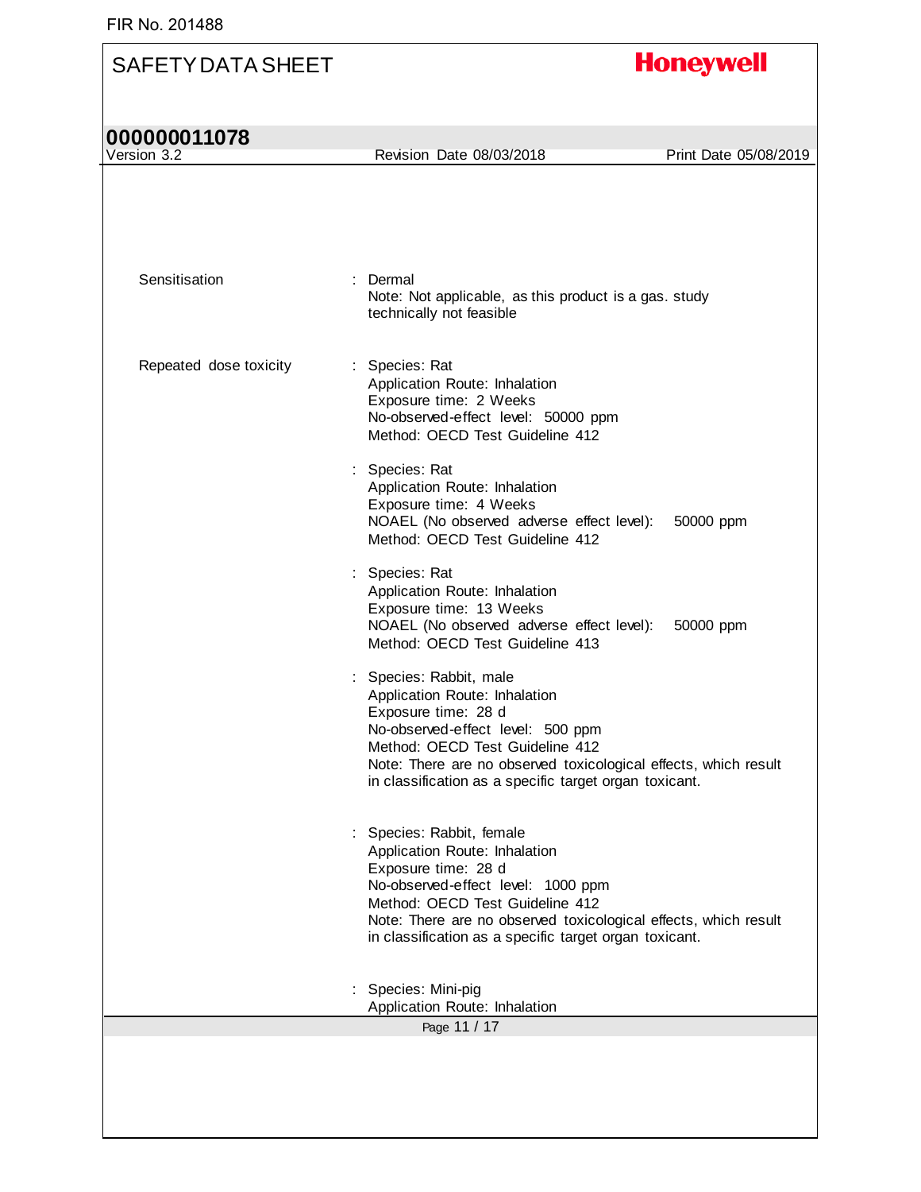Sensitisation : Dermal
Note: Not applicable, as this product is a gas. study technically not feasible

Repeated dose toxicity : Species: Rat
Application Route: Inhalation
Exposure time: 2 Weeks
No-observed-effect level: 50000 ppm
Method: OECD Test Guideline 412

: Species: Rat
Application Route: Inhalation
Exposure time: 4 Weeks
NOAEL (No observed adverse effect level): 50000 ppm
Method: OECD Test Guideline 412

: Species: Rat
Application Route: Inhalation
Exposure time: 13 Weeks
NOAEL (No observed adverse effect level): 50000 ppm
Method: OECD Test Guideline 413

: Species: Rabbit, male
Application Route: Inhalation
Exposure time: 28 d
No-observed-effect level: 500 ppm
Method: OECD Test Guideline 412
Note: There are no observed toxicological effects, which result in classification as a specific target organ toxicant.

: Species: Rabbit, female
Application Route: Inhalation
Exposure time: 28 d
No-observed-effect level: 1000 ppm
Method: OECD Test Guideline 412
Note: There are no observed toxicological effects, which result in classification as a specific target organ toxicant.

: Species: Mini-pig
Application Route: Inhalation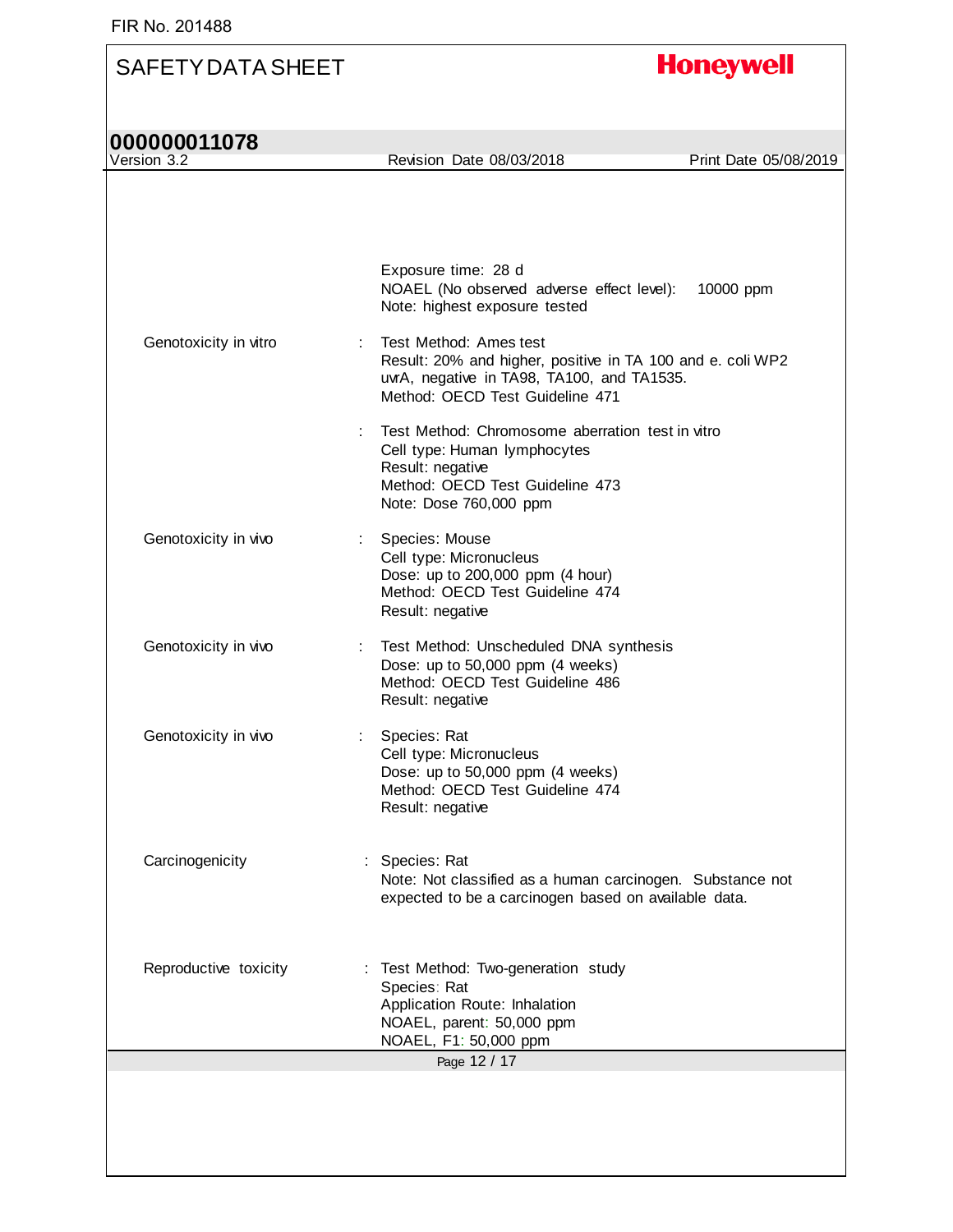Exposure time: 28 d
NOAEL (No observed adverse effect level): 10000 ppm
Note: highest exposure tested

| | | |
|---|---|---|
| Genotoxicity in vitro | : | Test Method: Ames test<br>Result: 20% and higher, positive in TA 100 and e. coli WP2 uvrA, negative in TA98, TA100, and TA1535.<br>Method: OECD Test Guideline 471 |
| | : | Test Method: Chromosome aberration test in vitro<br>Cell type: Human lymphocytes<br>Result: negative<br>Method: OECD Test Guideline 473<br>Note: Dose 760,000 ppm |
| Genotoxicity in vivo | : | Species: Mouse<br>Cell type: Micronucleus<br>Dose: up to 200,000 ppm (4 hour)<br>Method: OECD Test Guideline 474<br>Result: negative |
| Genotoxicity in vivo | : | Test Method: Unscheduled DNA synthesis<br>Dose: up to 50,000 ppm (4 weeks)<br>Method: OECD Test Guideline 486<br>Result: negative |
| Genotoxicity in vivo | : | Species: Rat<br>Cell type: Micronucleus<br>Dose: up to 50,000 ppm (4 weeks)<br>Method: OECD Test Guideline 474<br>Result: negative |
| Carcinogenicity | : | Species: Rat<br>Note: Not classified as a human carcinogen. Substance not expected to be a carcinogen based on available data. |
| Reproductive toxicity | : | Test Method: Two-generation study<br>Species: Rat<br>Application Route: Inhalation<br>NOAEL, parent: 50,000 ppm<br>NOAEL, F1: 50,000 ppm |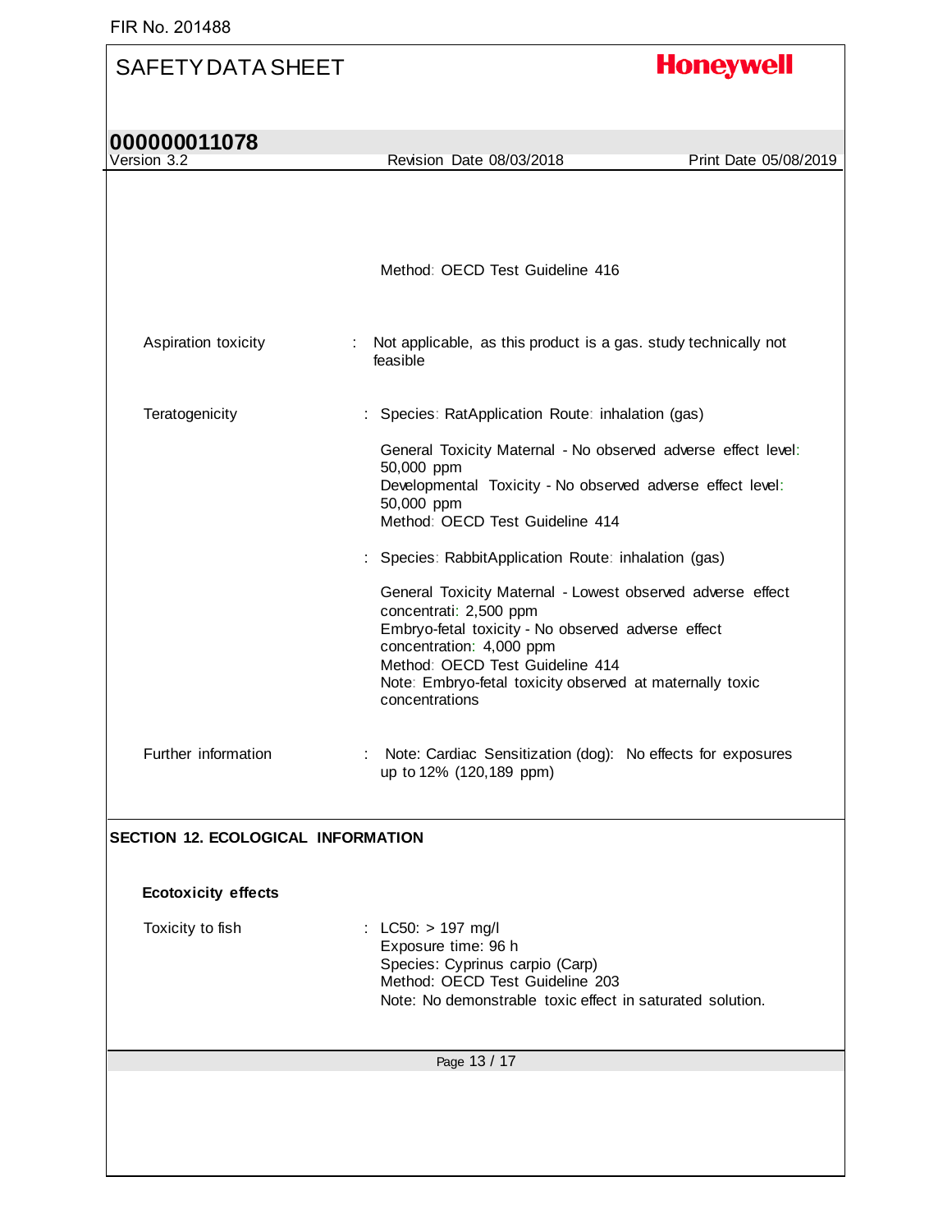Method: OECD Test Guideline 416

Aspiration toxicity : Not applicable, as this product is a gas. study technically not feasible

Teratogenicity : Species: RatApplication Route: inhalation (gas)

General Toxicity Maternal - No observed adverse effect level: 50,000 ppm
Developmental Toxicity - No observed adverse effect level: 50,000 ppm
Method: OECD Test Guideline 414

: Species: RabbitApplication Route: inhalation (gas)

General Toxicity Maternal - Lowest observed adverse effect concentrati: 2,500 ppm
Embryo-fetal toxicity - No observed adverse effect concentration: 4,000 ppm
Method: OECD Test Guideline 414
Note: Embryo-fetal toxicity observed at maternally toxic concentrations

Further information : Note: Cardiac Sensitization (dog): No effects for exposures up to 12% (120,189 ppm)

## SECTION 12. ECOLOGICAL INFORMATION

### Ecotoxicity effects

Toxicity to fish : LC50: > 197 mg/l
Exposure time: 96 h
Species: Cyprinus carpio (Carp)
Method: OECD Test Guideline 203
Note: No demonstrable toxic effect in saturated solution.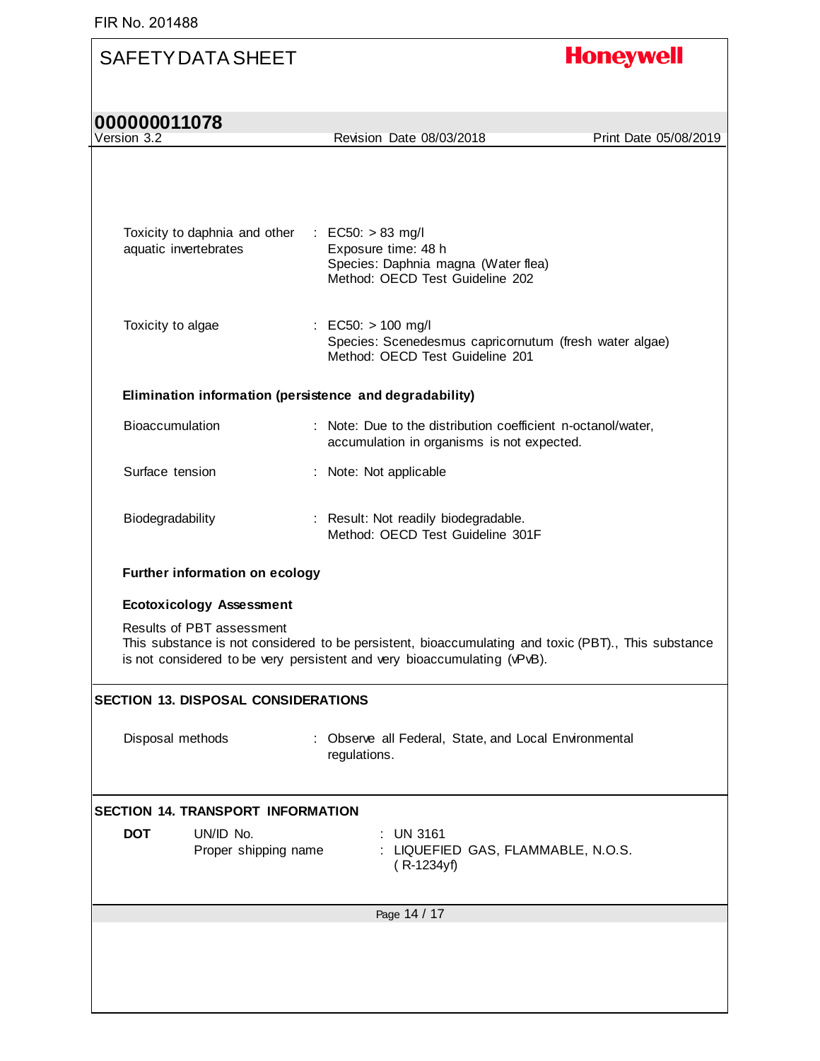Toxicity to daphnia and other aquatic invertebrates : EC50: > 83 mg/l
Exposure time: 48 h
Species: Daphnia magna (Water flea)
Method: OECD Test Guideline 202

Toxicity to algae : EC50: > 100 mg/l
Species: Scenedesmus capricornutum (fresh water algae)
Method: OECD Test Guideline 201

**Elimination information (persistence and degradability)**

Bioaccumulation : Note: Due to the distribution coefficient n-octanol/water, accumulation in organisms is not expected.

Surface tension : Note: Not applicable

Biodegradability : Result: Not readily biodegradable.
Method: OECD Test Guideline 301F

**Further information on ecology**

**Ecotoxicology Assessment**

Results of PBT assessment
This substance is not considered to be persistent, bioaccumulating and toxic (PBT)., This substance is not considered to be very persistent and very bioaccumulating (vPvB).

## SECTION 13. DISPOSAL CONSIDERATIONS

Disposal methods : Observe all Federal, State, and Local Environmental regulations.

## SECTION 14. TRANSPORT INFORMATION

**DOT**

UN/ID No. : UN 3161
Proper shipping name : LIQUEFIED GAS, FLAMMABLE, N.O.S. ( R-1234yf)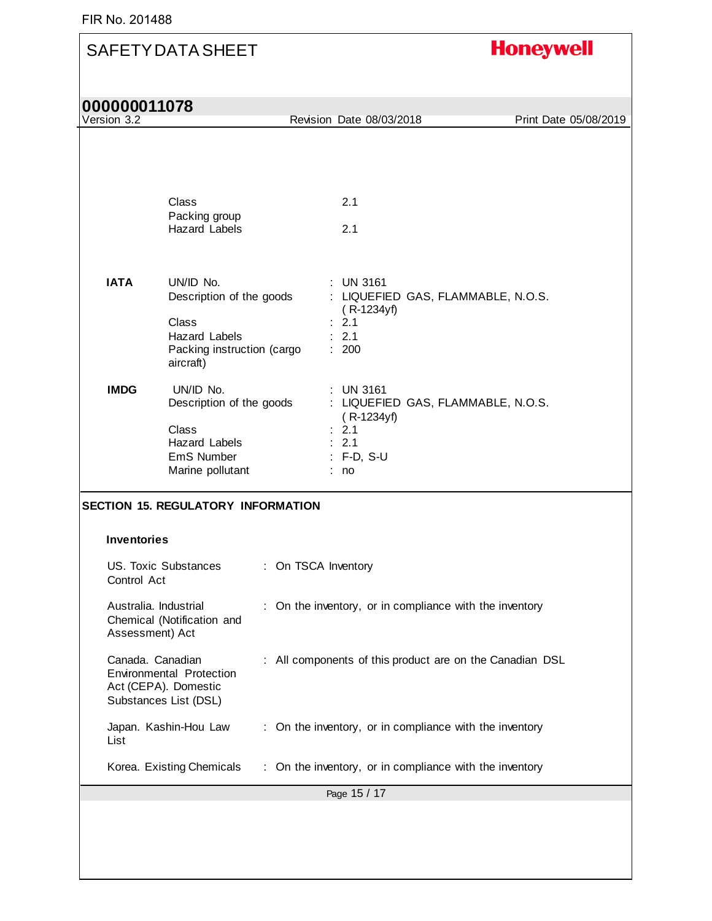| | | |
|---|---|---|
| | Class | 2.1 |
| | Packing group | |
| | Hazard Labels | 2.1 |
| **IATA** | UN/ID No. | : UN 3161 |
| | Description of the goods | : LIQUEFIED GAS, FLAMMABLE, N.O.S. ( R-1234yf) |
| | Class | : 2.1 |
| | Hazard Labels | : 2.1 |
| | Packing instruction (cargo aircraft) | : 200 |
| **IMDG** | UN/ID No. | : UN 3161 |
| | Description of the goods | : LIQUEFIED GAS, FLAMMABLE, N.O.S. ( R-1234yf) |
| | Class | : 2.1 |
| | Hazard Labels | : 2.1 |
| | EmS Number | : F-D, S-U |
| | Marine pollutant | : no |

## SECTION 15. REGULATORY INFORMATION

### Inventories

| | |
|---|---|
| US. Toxic Substances Control Act | : On TSCA Inventory |
| Australia. Industrial Chemical (Notification and Assessment) Act | : On the inventory, or in compliance with the inventory |
| Canada. Canadian Environmental Protection Act (CEPA). Domestic Substances List (DSL) | : All components of this product are on the Canadian DSL |
| Japan. Kashin-Hou Law List | : On the inventory, or in compliance with the inventory |
| Korea. Existing Chemicals | : On the inventory, or in compliance with the inventory |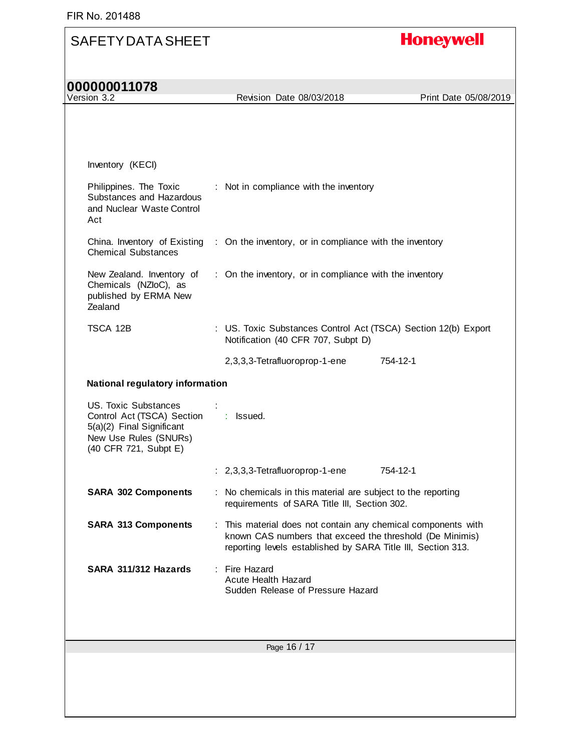Inventory (KECI)

| | |
|---|---|
| Philippines. The Toxic Substances and Hazardous and Nuclear Waste Control Act | : Not in compliance with the inventory |
| China. Inventory of Existing Chemical Substances | : On the inventory, or in compliance with the inventory |
| New Zealand. Inventory of Chemicals (NZIoC), as published by ERMA New Zealand | : On the inventory, or in compliance with the inventory |
| TSCA 12B | : US. Toxic Substances Control Act (TSCA) Section 12(b) Export Notification (40 CFR 707, Subpt D) |
| | 2,3,3,3-Tetrafluoroprop-1-ene 754-12-1 |

**National regulatory information**

| | |
|---|---|
| US. Toxic Substances Control Act (TSCA) Section 5(a)(2) Final Significant New Use Rules (SNURs) (40 CFR 721, Subpt E) | : Issued. |
| | : 2,3,3,3-Tetrafluoroprop-1-ene 754-12-1 |
| **SARA 302 Components** | : No chemicals in this material are subject to the reporting requirements of SARA Title III, Section 302. |
| **SARA 313 Components** | : This material does not contain any chemical components with known CAS numbers that exceed the threshold (De Minimis) reporting levels established by SARA Title III, Section 313. |
| **SARA 311/312 Hazards** | : Fire Hazard<br>Acute Health Hazard<br>Sudden Release of Pressure Hazard |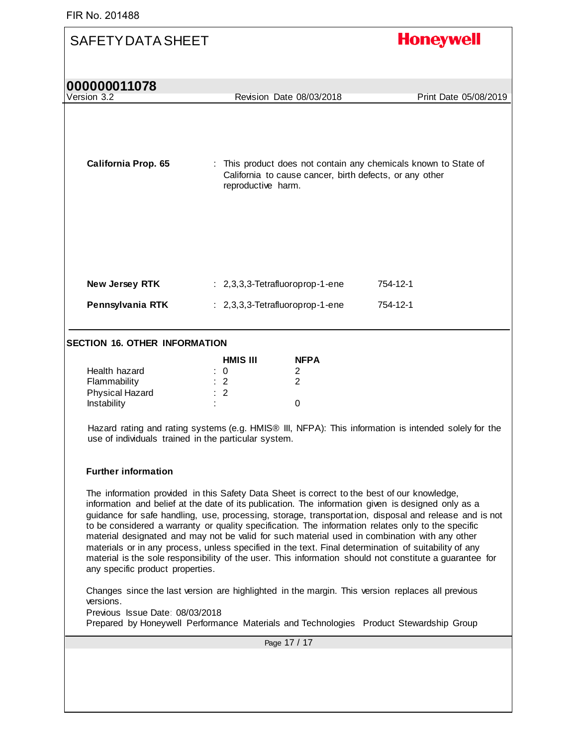**California Prop. 65** : This product does not contain any chemicals known to State of California to cause cancer, birth defects, or any other reproductive harm.

| | | |
|---|---|---|
| **New Jersey RTK** | : 2,3,3,3-Tetrafluoroprop-1-ene | 754-12-1 |
| **Pennsylvania RTK** | : 2,3,3,3-Tetrafluoroprop-1-ene | 754-12-1 |

## SECTION 16. OTHER INFORMATION

| | HMIS III | NFPA |
|---|---|---|
| Health hazard | : 0 | 2 |
| Flammability | : 2 | 2 |
| Physical Hazard | : 2 | |
| Instability | : | 0 |

Hazard rating and rating systems (e.g. HMIS® III, NFPA): This information is intended solely for the use of individuals trained in the particular system.

**Further information**

The information provided in this Safety Data Sheet is correct to the best of our knowledge, information and belief at the date of its publication. The information given is designed only as a guidance for safe handling, use, processing, storage, transportation, disposal and release and is not to be considered a warranty or quality specification. The information relates only to the specific material designated and may not be valid for such material used in combination with any other materials or in any process, unless specified in the text. Final determination of suitability of any material is the sole responsibility of the user. This information should not constitute a guarantee for any specific product properties.

Changes since the last version are highlighted in the margin. This version replaces all previous versions.
Previous Issue Date: 08/03/2018
Prepared by Honeywell Performance Materials and Technologies Product Stewardship Group